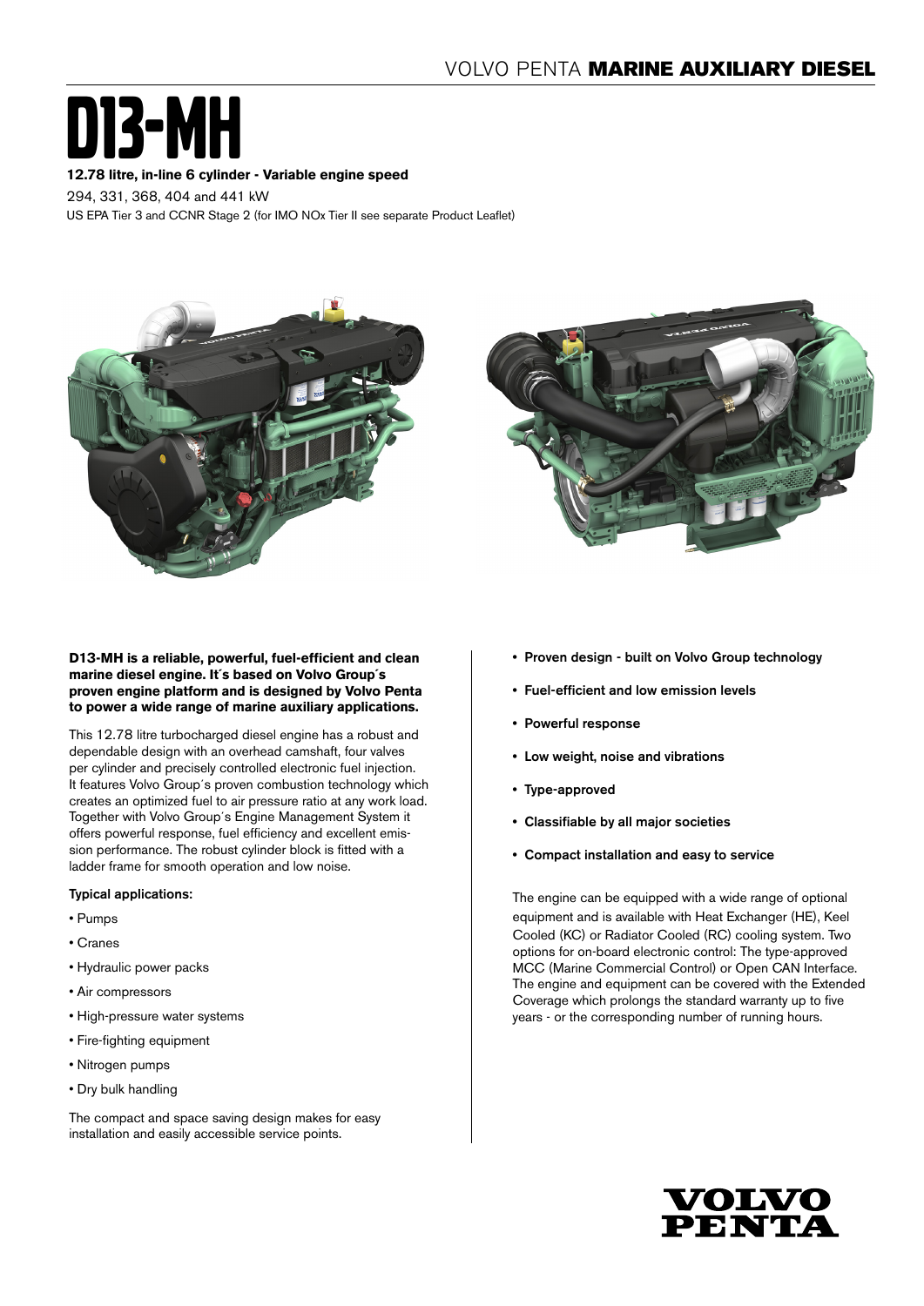VOLVO PENTA **MARINE AUXILIARY DIESEL**

# D13-MH

**12.78 litre, in-line 6 cylinder - Variable engine speed**

294, 331, 368, 404 and 441 kW

US EPA Tier 3 and CCNR Stage 2 (for IMO NOx Tier II see separate Product Leaflet)

**D13-MH is a reliable, powerful, fuel-efficient and clean marine diesel engine. It´s based on Volvo Group´s proven engine platform and is designed by Volvo Penta to power a wide range of marine auxiliary applications.**

This 12.78 litre turbocharged diesel engine has a robust and dependable design with an overhead camshaft, four valves per cylinder and precisely controlled electronic fuel injection. It features Volvo Group´s proven combustion technology which creates an optimized fuel to air pressure ratio at any work load. Together with Volvo Group´s Engine Management System it offers powerful response, fuel efficiency and excellent emission performance. The robust cylinder block is fitted with a ladder frame for smooth operation and low noise.

**Typical applications:**

- Pumps
- Cranes
- Hydraulic power packs
- Air compressors
- High-pressure water systems
- Fire-fighting equipment
- Nitrogen pumps
- Dry bulk handling

The compact and space saving design makes for easy installation and easily accessible service points.

- **Proven design - built on Volvo Group technology**
- **Fuel-efficient and low emission levels**
- **Powerful response**
- **Low weight, noise and vibrations**
- **Type-approved**
- **Classifiable by all major societies**
- **Compact installation and easy to service**

The engine can be equipped with a wide range of optional equipment and is available with Heat Exchanger (HE), Keel Cooled (KC) or Radiator Cooled (RC) cooling system. Two options for on-board electronic control: The type-approved MCC (Marine Commercial Control) or Open CAN Interface. The engine and equipment can be covered with the Extended Coverage which prolongs the standard warranty up to five years - or the corresponding number of running hours.

VOLVO PENTA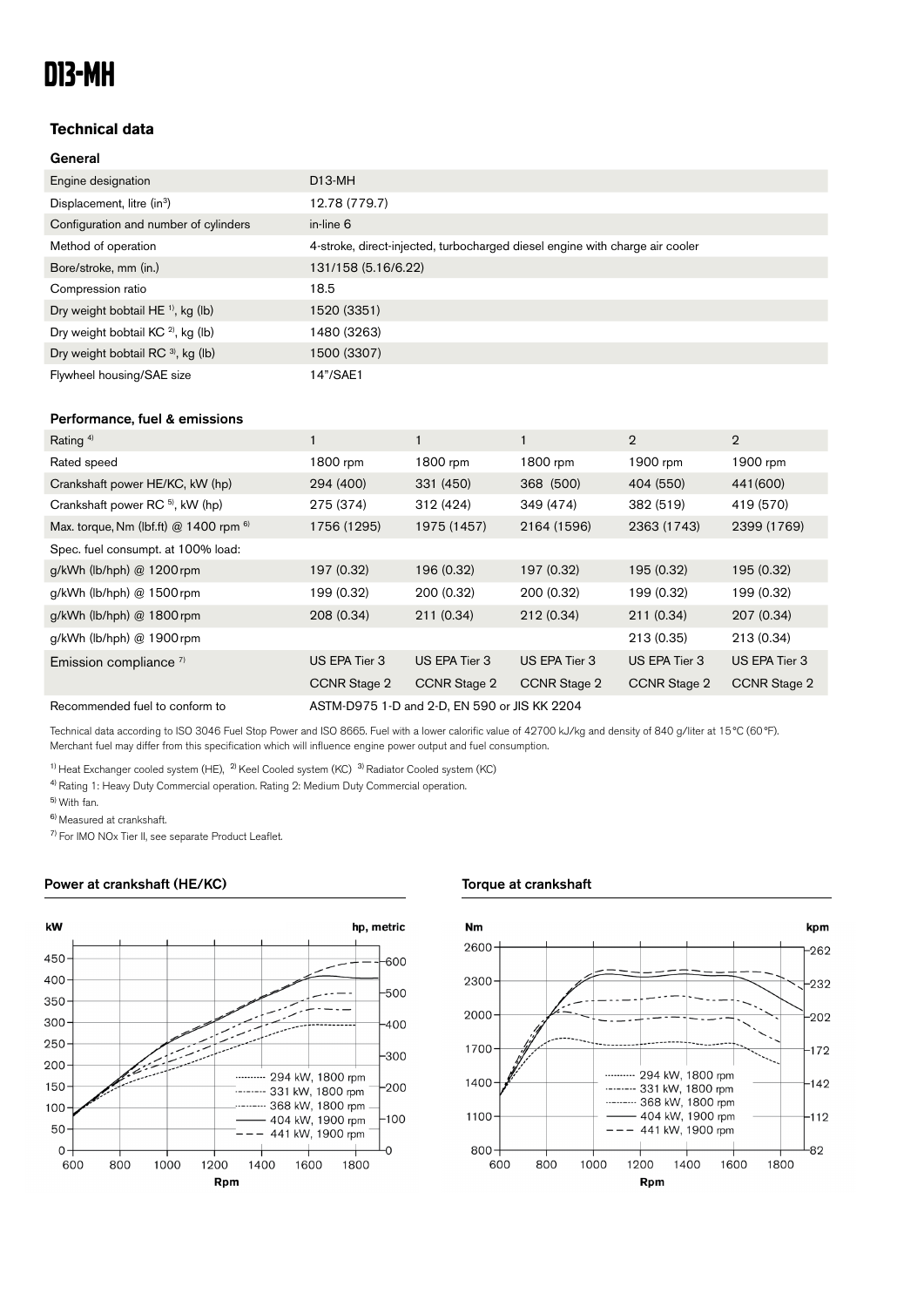# D13-MH

## Technical data

### General

| Engine designation | D13-MH |
|---|---|
| Displacement, litre (in³) | 12.78 (779.7) |
| Configuration and number of cylinders | in-line 6 |
| Method of operation | 4-stroke, direct-injected, turbocharged diesel engine with charge air cooler |
| Bore/stroke, mm (in.) | 131/158 (5.16/6.22) |
| Compression ratio | 18.5 |
| Dry weight bobtail HE [1], kg (lb) | 1520 (3351) |
| Dry weight bobtail KC [2], kg (lb) | 1480 (3263) |
| Dry weight bobtail RC [3], kg (lb) | 1500 (3307) |
| Flywheel housing/SAE size | 14"/SAE1 |

### Performance, fuel & emissions

| Rating [4] | 1 | 1 | 1 | 2 | 2 |
|---|---|---|---|---|---|
| Rated speed | 1800 rpm | 1800 rpm | 1800 rpm | 1900 rpm | 1900 rpm |
| Crankshaft power HE/KC, kW (hp) | 294 (400) | 331 (450) | 368 (500) | 404 (550) | 441(600) |
| Crankshaft power RC [5], kW (hp) | 275 (374) | 312 (424) | 349 (474) | 382 (519) | 419 (570) |
| Max. torque, Nm (lbf.ft) @ 1400 rpm [6] | 1756 (1295) | 1975 (1457) | 2164 (1596) | 2363 (1743) | 2399 (1769) |
| Spec. fuel consumpt. at 100% load: | | | | | |
| g/kWh (lb/hph) @ 1200 rpm | 197 (0.32) | 196 (0.32) | 197 (0.32) | 195 (0.32) | 195 (0.32) |
| g/kWh (lb/hph) @ 1500 rpm | 199 (0.32) | 200 (0.32) | 200 (0.32) | 199 (0.32) | 199 (0.32) |
| g/kWh (lb/hph) @ 1800 rpm | 208 (0.34) | 211 (0.34) | 212 (0.34) | 211 (0.34) | 207 (0.34) |
| g/kWh (lb/hph) @ 1900 rpm | | | | 213 (0.35) | 213 (0.34) |
| Emission compliance [7] | US EPA Tier 3 | US EPA Tier 3 | US EPA Tier 3 | US EPA Tier 3 | US EPA Tier 3 |
| | CCNR Stage 2 | CCNR Stage 2 | CCNR Stage 2 | CCNR Stage 2 | CCNR Stage 2 |
| Recommended fuel to conform to | ASTM-D975 1-D and 2-D, EN 590 or JIS KK 2204 | | | | |

Technical data according to ISO 3046 Fuel Stop Power and ISO 8665. Fuel with a lower calorific value of 42700 kJ/kg and density of 840 g/liter at 15°C (60°F). Merchant fuel may differ from this specification which will influence engine power output and fuel consumption.

[1] Heat Exchanger cooled system (HE), [2] Keel Cooled system (KC) [3] Radiator Cooled system (KC)

[4] Rating 1: Heavy Duty Commercial operation. Rating 2: Medium Duty Commercial operation.

[5] With fan.

[6] Measured at crankshaft.

[7] For IMO NOx Tier II, see separate Product Leaflet.

### Power at crankshaft (HE/KC)

### Torque at crankshaft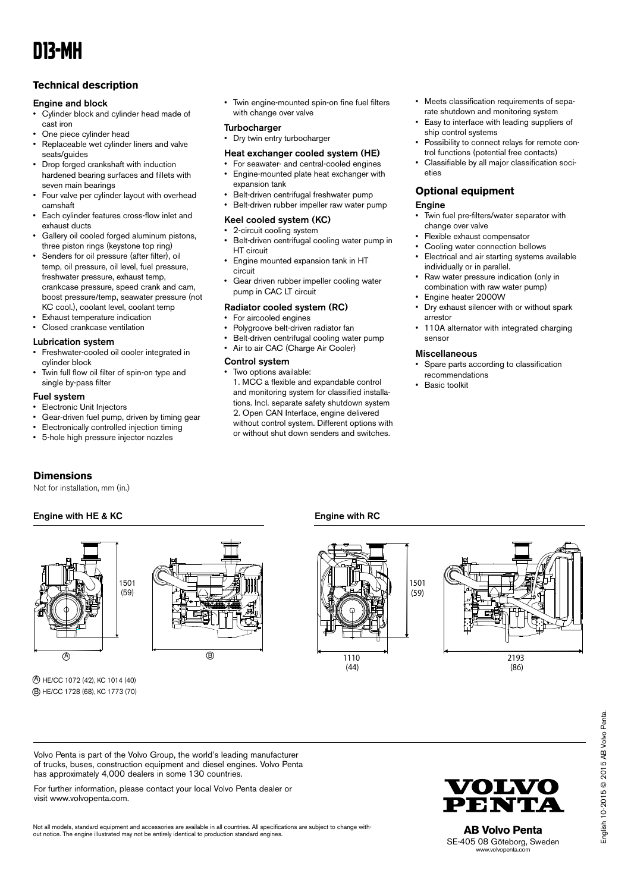# D13-MH

## Technical description

### Engine and block

- Cylinder block and cylinder head made of cast iron
- One piece cylinder head
- Replaceable wet cylinder liners and valve seats/guides
- Drop forged crankshaft with induction hardened bearing surfaces and fillets with seven main bearings
- Four valve per cylinder layout with overhead camshaft
- Each cylinder features cross-flow inlet and exhaust ducts
- Gallery oil cooled forged aluminum pistons, three piston rings (keystone top ring)
- Senders for oil pressure (after filter), oil temp, oil pressure, oil level, fuel pressure, freshwater pressure, exhaust temp, crankcase pressure, speed crank and cam, boost pressure/temp, seawater pressure (not KC cool.), coolant level, coolant temp
- Exhaust temperature indication
- Closed crankcase ventilation

### Lubrication system

- Freshwater-cooled oil cooler integrated in cylinder block
- Twin full flow oil filter of spin-on type and single by-pass filter

### Fuel system

- Electronic Unit Injectors
- Gear-driven fuel pump, driven by timing gear
- Electronically controlled injection timing
- 5-hole high pressure injector nozzles
- Twin engine-mounted spin-on fine fuel filters with change over valve

### Turbocharger

- Dry twin entry turbocharger

### Heat exchanger cooled system (HE)

- For seawater- and central-cooled engines
- Engine-mounted plate heat exchanger with expansion tank
- Belt-driven centrifugal freshwater pump
- Belt-driven rubber impeller raw water pump

### Keel cooled system (KC)

- 2-circuit cooling system
- Belt-driven centrifugal cooling water pump in HT circuit
- Engine mounted expansion tank in HT circuit
- Gear driven rubber impeller cooling water pump in CAC LT circuit

### Radiator cooled system (RC)

- For aircooled engines
- Polygroove belt-driven radiator fan
- Belt-driven centrifugal cooling water pump
- Air to air CAC (Charge Air Cooler)

### Control system

- Two options available:
  1. MCC a flexible and expandable control and monitoring system for classified installations. Incl. separate safety shutdown system
  2. Open CAN Interface, engine delivered without control system. Different options with or without shut down senders and switches.
- Meets classification requirements of separate shutdown and monitoring system
- Easy to interface with leading suppliers of ship control systems
- Possibility to connect relays for remote control functions (potential free contacts)
- Classifiable by all major classification societies

## Optional equipment

### Engine

- Twin fuel pre-filters/water separator with change over valve
- Flexible exhaust compensator
- Cooling water connection bellows
- Electrical and air starting systems available individually or in parallel.
- Raw water pressure indication (only in combination with raw water pump)
- Engine heater 2000W
- Dry exhaust silencer with or without spark arrestor
- 110A alternator with integrated charging sensor

### Miscellaneous

- Spare parts according to classification recommendations
- Basic toolkit

## Dimensions

Not for installation, mm (in.)

### Engine with HE & KC

1501
(59)

A

B

A HE/CC 1072 (42), KC 1014 (40)
B HE/CC 1728 (68), KC 1773 (70)

### Engine with RC

1501
(59)

1110
(44)

2193
(86)

Volvo Penta is part of the Volvo Group, the world's leading manufacturer of trucks, buses, construction equipment and diesel engines. Volvo Penta has approximately 4,000 dealers in some 130 countries.

For further information, please contact your local Volvo Penta dealer or visit www.volvopenta.com.

Not all models, standard equipment and accessories are available in all countries. All specifications are subject to change without notice. The engine illustrated may not be entirely identical to production standard engines.

VOLVO PENTA

**AB Volvo Penta**
SE-405 08 Göteborg, Sweden
www.volvopenta.com

English 10-2015 © 2015 AB Volvo Penta.